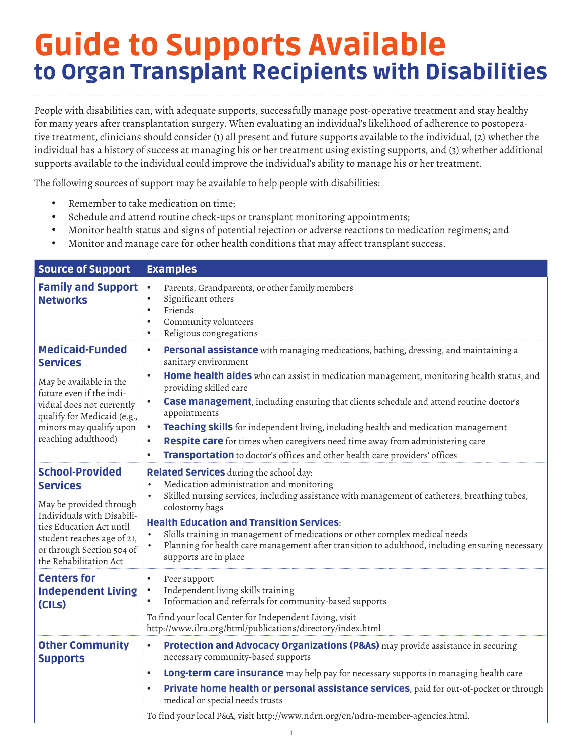# Guide to Supports Available
## to Organ Transplant Recipients with Disabilities

People with disabilities can, with adequate supports, successfully manage post-operative treatment and stay healthy for many years after transplantation surgery. When evaluating an individual's likelihood of adherence to postoperative treatment, clinicians should consider (1) all present and future supports available to the individual, (2) whether the individual has a history of success at managing his or her treatment using existing supports, and (3) whether additional supports available to the individual could improve the individual's ability to manage his or her treatment.

The following sources of support may be available to help people with disabilities:

- Remember to take medication on time;
- Schedule and attend routine check-ups or transplant monitoring appointments;
- Monitor health status and signs of potential rejection or adverse reactions to medication regimens; and
- Monitor and manage care for other health conditions that may affect transplant success.

| Source of Support | Examples |
|---|---|
| **Family and Support Networks** | • Parents, Grandparents, or other family members<br>• Significant others<br>• Friends<br>• Community volunteers<br>• Religious congregations |
| **Medicaid-Funded Services**<br>May be available in the future even if the individual does not currently qualify for Medicaid (e.g., minors may qualify upon reaching adulthood) | • **Personal assistance** with managing medications, bathing, dressing, and maintaining a sanitary environment<br>• **Home health aides** who can assist in medication management, monitoring health status, and providing skilled care<br>• **Case management**, including ensuring that clients schedule and attend routine doctor's appointments<br>• **Teaching skills** for independent living, including health and medication management<br>• **Respite care** for times when caregivers need time away from administering care<br>• **Transportation** to doctor's offices and other health care providers' offices |
| **School-Provided Services**<br>May be provided through Individuals with Disabilities Education Act until student reaches age of 21, or through Section 504 of the Rehabilitation Act | **Related Services** during the school day:<br>• Medication administration and monitoring<br>• Skilled nursing services, including assistance with management of catheters, breathing tubes, colostomy bags<br>**Health Education and Transition Services**:<br>• Skills training in management of medications or other complex medical needs<br>• Planning for health care management after transition to adulthood, including ensuring necessary supports are in place |
| **Centers for Independent Living (CILs)** | • Peer support<br>• Independent living skills training<br>• Information and referrals for community-based supports<br>To find your local Center for Independent Living, visit http://www.ilru.org/html/publications/directory/index.html |
| **Other Community Supports** | • **Protection and Advocacy Organizations (P&As)** may provide assistance in securing necessary community-based supports<br>• **Long-term care insurance** may help pay for necessary supports in managing health care<br>• **Private home health or personal assistance services**, paid for out-of-pocket or through medical or special needs trusts<br>To find your local P&A, visit http://www.ndrn.org/en/ndrn-member-agencies.html. |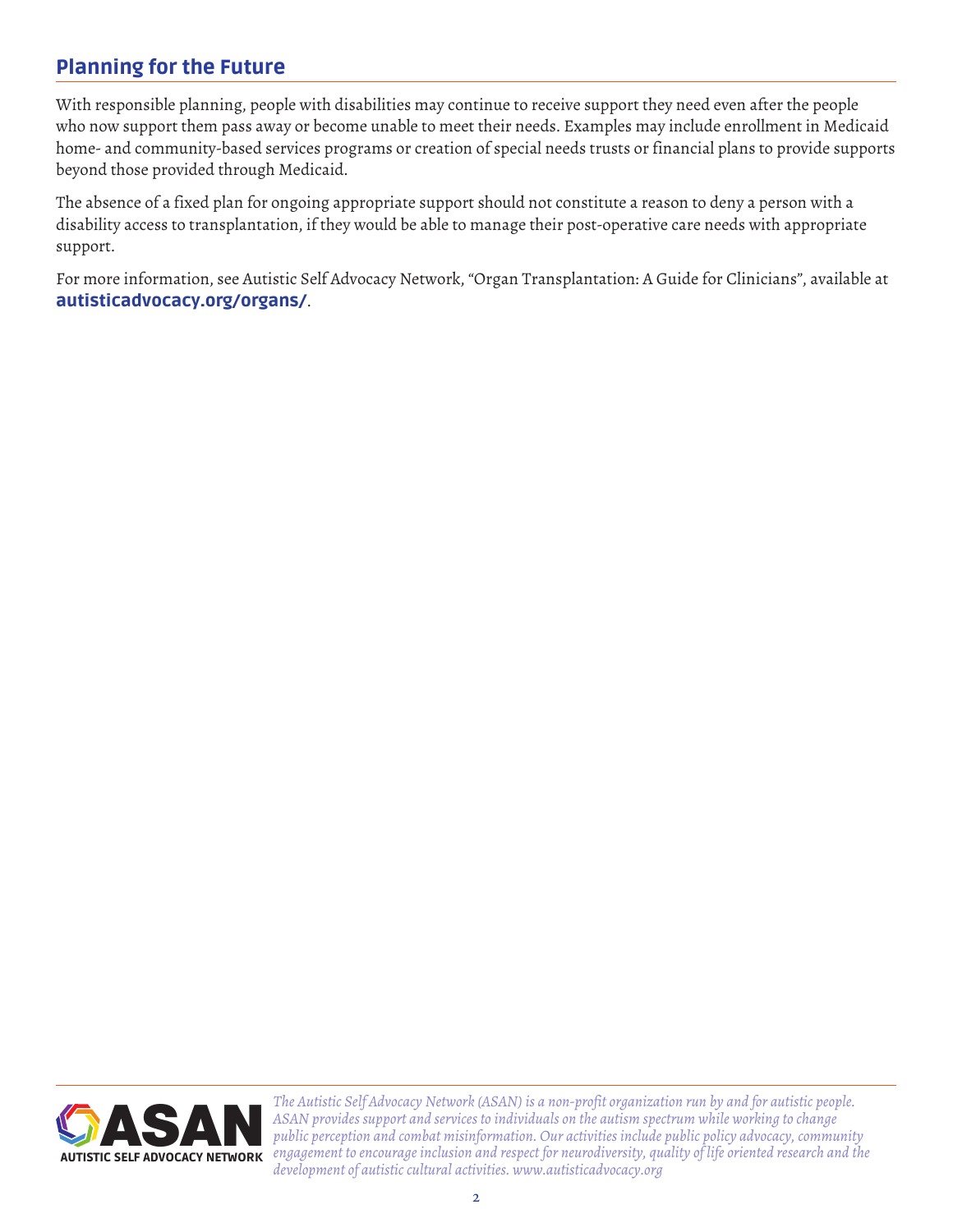## Planning for the Future

With responsible planning, people with disabilities may continue to receive support they need even after the people who now support them pass away or become unable to meet their needs. Examples may include enrollment in Medicaid home- and community-based services programs or creation of special needs trusts or financial plans to provide supports beyond those provided through Medicaid.

The absence of a fixed plan for ongoing appropriate support should not constitute a reason to deny a person with a disability access to transplantation, if they would be able to manage their post-operative care needs with appropriate support.

For more information, see Autistic Self Advocacy Network, "Organ Transplantation: A Guide for Clinicians", available at **autisticadvocacy.org/organs/**.

ASAN
AUTISTIC SELF ADVOCACY NETWORK

*The Autistic Self Advocacy Network (ASAN) is a non-profit organization run by and for autistic people. ASAN provides support and services to individuals on the autism spectrum while working to change public perception and combat misinformation. Our activities include public policy advocacy, community engagement to encourage inclusion and respect for neurodiversity, quality of life oriented research and the development of autistic cultural activities. www.autisticadvocacy.org*